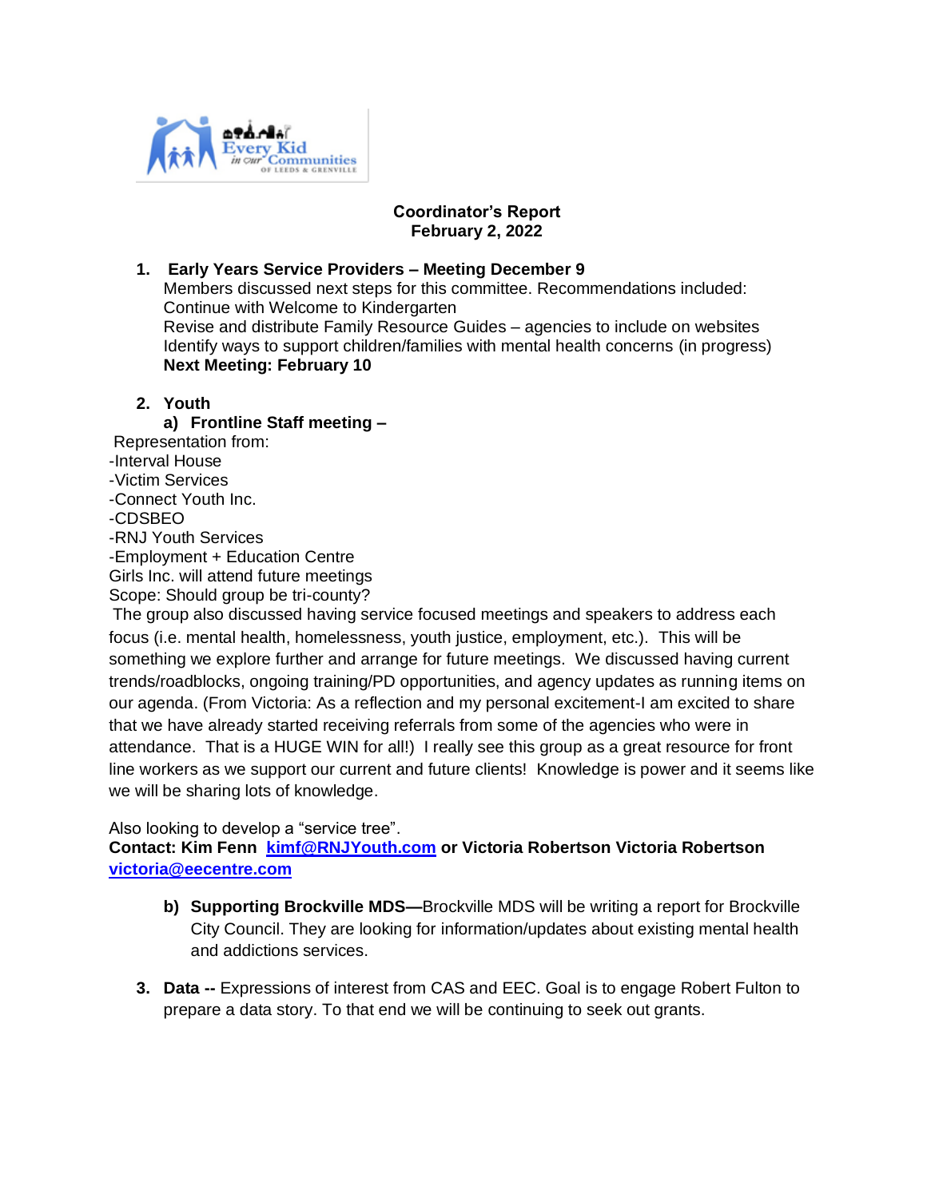# Coordinator's Report
## February 2, 2022

1. **Early Years Service Providers – Meeting December 9**
   Members discussed next steps for this committee. Recommendations included:
   Continue with Welcome to Kindergarten
   Revise and distribute Family Resource Guides – agencies to include on websites
   Identify ways to support children/families with mental health concerns (in progress)
   **Next Meeting: February 10**

2. **Youth**
   **a) Frontline Staff meeting –**

Representation from:
-Interval House
-Victim Services
-Connect Youth Inc.
-CDSBEO
-RNJ Youth Services
-Employment + Education Centre
Girls Inc. will attend future meetings
Scope: Should group be tri-county?

The group also discussed having service focused meetings and speakers to address each focus (i.e. mental health, homelessness, youth justice, employment, etc.). This will be something we explore further and arrange for future meetings. We discussed having current trends/roadblocks, ongoing training/PD opportunities, and agency updates as running items on our agenda. (From Victoria: As a reflection and my personal excitement-I am excited to share that we have already started receiving referrals from some of the agencies who were in attendance. That is a HUGE WIN for all!) I really see this group as a great resource for front line workers as we support our current and future clients! Knowledge is power and it seems like we will be sharing lots of knowledge.

Also looking to develop a "service tree".
**Contact: Kim Fenn [kimf@RNJYouth.com](mailto:kimf@RNJYouth.com) or Victoria Robertson Victoria Robertson [victoria@eecentre.com](mailto:victoria@eecentre.com)**

   **b) Supporting Brockville MDS—**Brockville MDS will be writing a report for Brockville City Council. They are looking for information/updates about existing mental health and addictions services.

3. **Data --** Expressions of interest from CAS and EEC. Goal is to engage Robert Fulton to prepare a data story. To that end we will be continuing to seek out grants.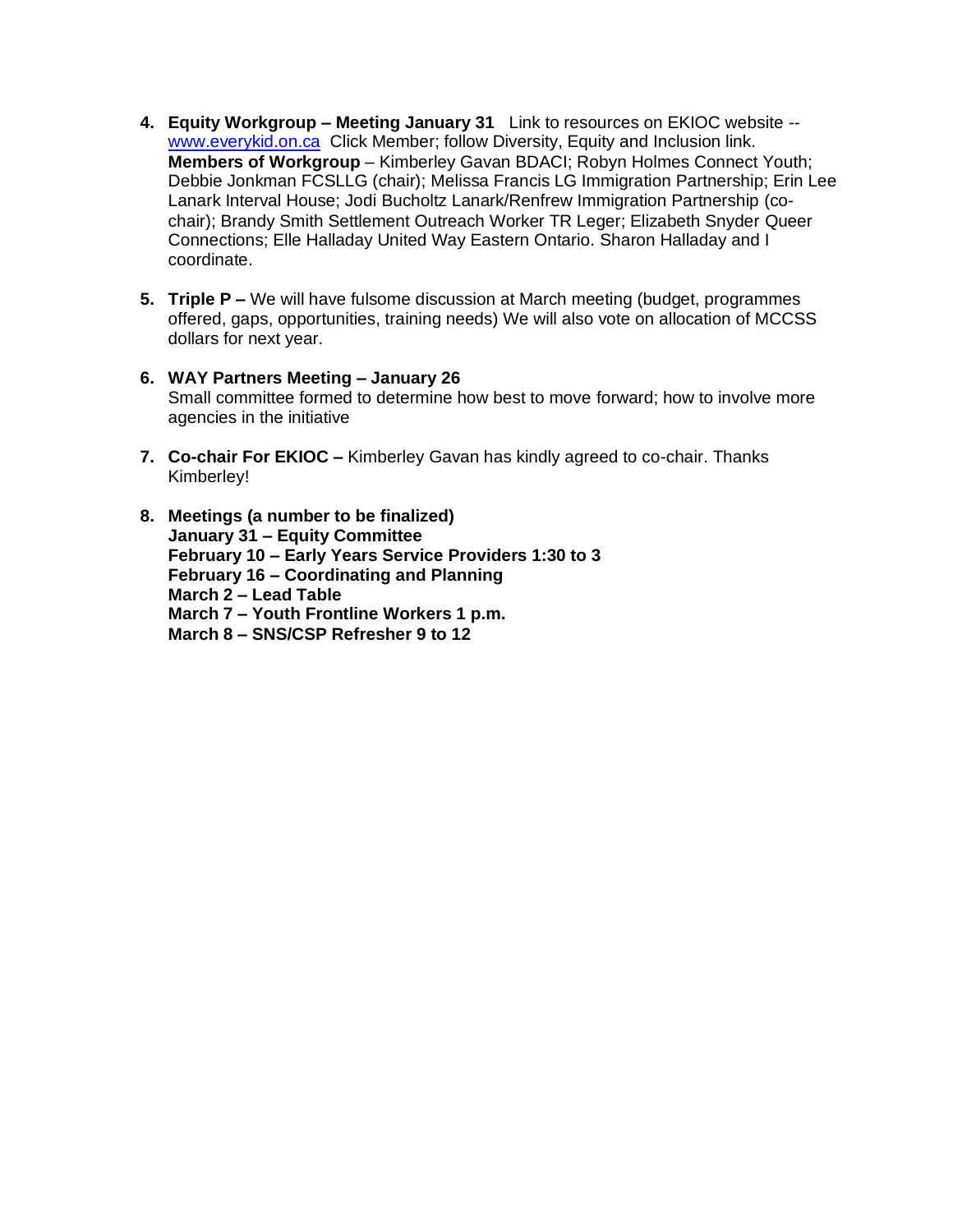4. **Equity Workgroup – Meeting January 31** Link to resources on EKIOC website -- www.everykid.on.ca Click Member; follow Diversity, Equity and Inclusion link. **Members of Workgroup** – Kimberley Gavan BDACI; Robyn Holmes Connect Youth; Debbie Jonkman FCSLLG (chair); Melissa Francis LG Immigration Partnership; Erin Lee Lanark Interval House; Jodi Bucholtz Lanark/Renfrew Immigration Partnership (co-chair); Brandy Smith Settlement Outreach Worker TR Leger; Elizabeth Snyder Queer Connections; Elle Halladay United Way Eastern Ontario. Sharon Halladay and I coordinate.

5. **Triple P –** We will have fulsome discussion at March meeting (budget, programmes offered, gaps, opportunities, training needs) We will also vote on allocation of MCCSS dollars for next year.

6. **WAY Partners Meeting – January 26**
   Small committee formed to determine how best to move forward; how to involve more agencies in the initiative

7. **Co-chair For EKIOC –** Kimberley Gavan has kindly agreed to co-chair. Thanks Kimberley!

8. **Meetings (a number to be finalized)**
   **January 31 – Equity Committee**
   **February 10 – Early Years Service Providers 1:30 to 3**
   **February 16 – Coordinating and Planning**
   **March 2 – Lead Table**
   **March 7 – Youth Frontline Workers 1 p.m.**
   **March 8 – SNS/CSP Refresher 9 to 12**